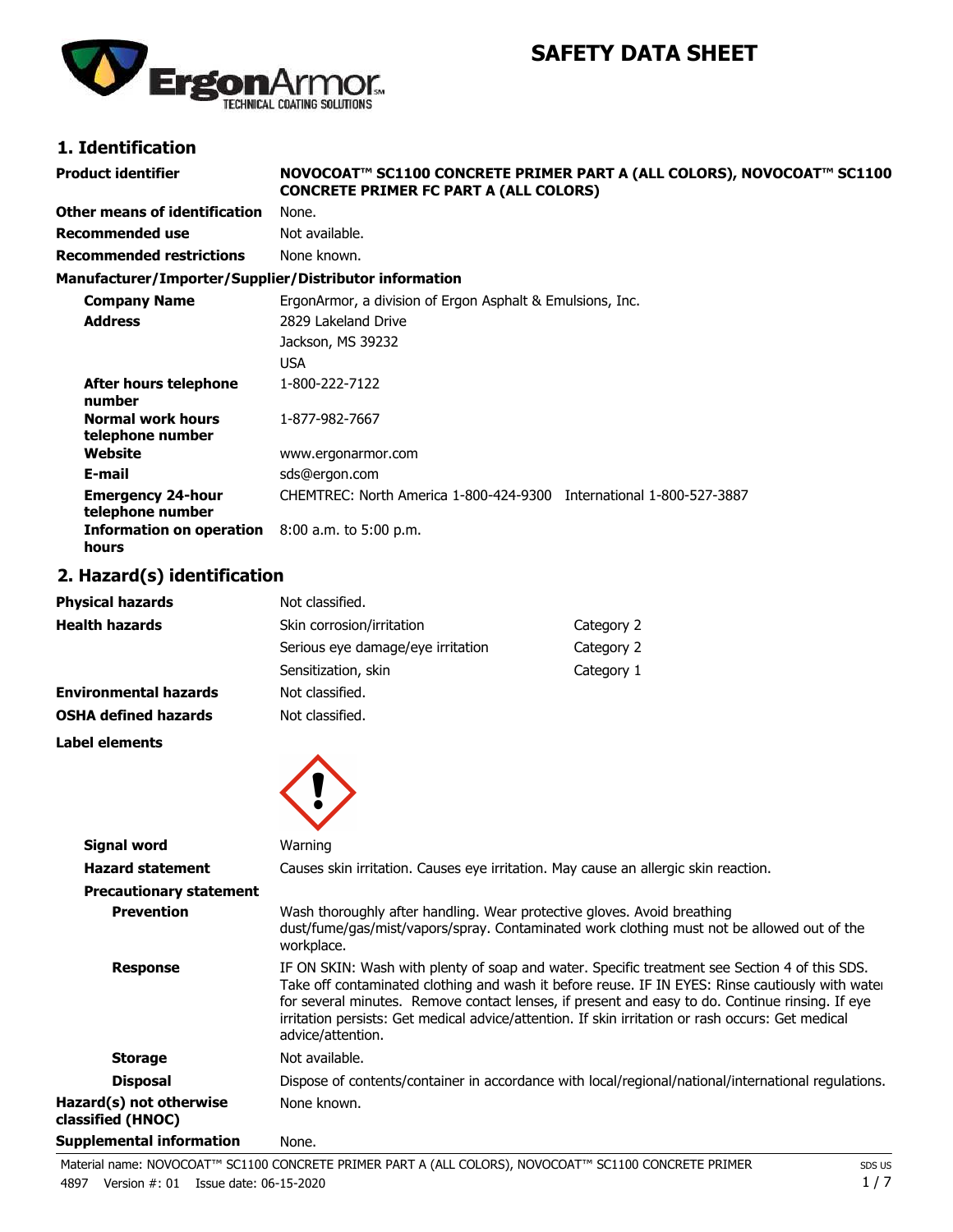# SAFETY DATA SHEET

## 1. Identification

| | |
|---|---|
| **Product identifier** | **NOVOCOAT™ SC1100 CONCRETE PRIMER PART A (ALL COLORS), NOVOCOAT™ SC1100 CONCRETE PRIMER FC PART A (ALL COLORS)** |
| **Other means of identification** | None. |
| **Recommended use** | Not available. |
| **Recommended restrictions** | None known. |

**Manufacturer/Importer/Supplier/Distributor information**

| | |
|---|---|
| **Company Name** | ErgonArmor, a division of Ergon Asphalt & Emulsions, Inc. |
| **Address** | 2829 Lakeland Drive<br>Jackson, MS 39232<br>USA |
| **After hours telephone number** | 1-800-222-7122 |
| **Normal work hours telephone number** | 1-877-982-7667 |
| **Website** | www.ergonarmor.com |
| **E-mail** | sds@ergon.com |
| **Emergency 24-hour telephone number** | CHEMTREC: North America 1-800-424-9300 International 1-800-527-3887 |
| **Information on operation hours** | 8:00 a.m. to 5:00 p.m. |

## 2. Hazard(s) identification

| | | |
|---|---|---|
| **Physical hazards** | Not classified. | |
| **Health hazards** | Skin corrosion/irritation | Category 2 |
| | Serious eye damage/eye irritation | Category 2 |
| | Sensitization, skin | Category 1 |
| **Environmental hazards** | Not classified. | |
| **OSHA defined hazards** | Not classified. | |

**Label elements**

| | |
|---|---|
| **Signal word** | Warning |
| **Hazard statement** | Causes skin irritation. Causes eye irritation. May cause an allergic skin reaction. |

**Precautionary statement**

| | |
|---|---|
| **Prevention** | Wash thoroughly after handling. Wear protective gloves. Avoid breathing dust/fume/gas/mist/vapors/spray. Contaminated work clothing must not be allowed out of the workplace. |
| **Response** | IF ON SKIN: Wash with plenty of soap and water. Specific treatment see Section 4 of this SDS. Take off contaminated clothing and wash it before reuse. IF IN EYES: Rinse cautiously with water for several minutes. Remove contact lenses, if present and easy to do. Continue rinsing. If eye irritation persists: Get medical advice/attention. If skin irritation or rash occurs: Get medical advice/attention. |
| **Storage** | Not available. |
| **Disposal** | Dispose of contents/container in accordance with local/regional/national/international regulations. |
| **Hazard(s) not otherwise classified (HNOC)** | None known. |
| **Supplemental information** | None. |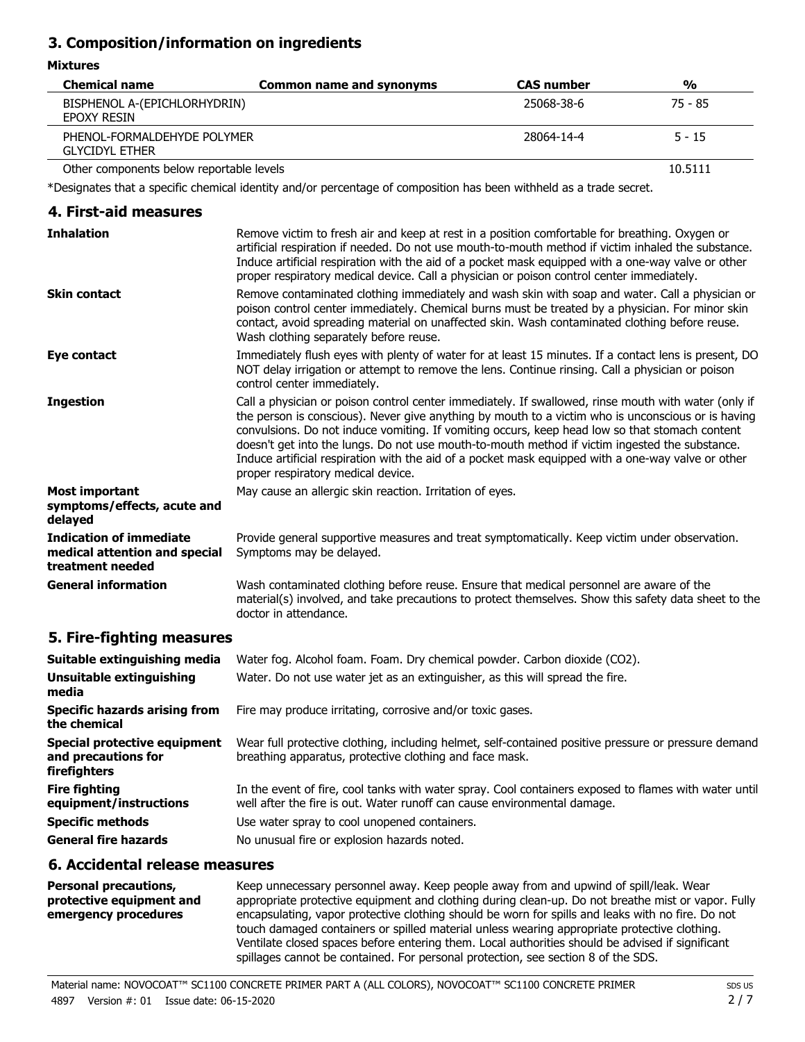## 3. Composition/information on ingredients

**Mixtures**

| Chemical name | Common name and synonyms | CAS number | % |
|---|---|---|---|
| BISPHENOL A-(EPICHLORHYDRIN) EPOXY RESIN | | 25068-38-6 | 75 - 85 |
| PHENOL-FORMALDEHYDE POLYMER GLYCIDYL ETHER | | 28064-14-4 | 5 - 15 |
| Other components below reportable levels | | | 10.5111 |

*Designates that a specific chemical identity and/or percentage of composition has been withheld as a trade secret.

## 4. First-aid measures

**Inhalation**
Remove victim to fresh air and keep at rest in a position comfortable for breathing. Oxygen or artificial respiration if needed. Do not use mouth-to-mouth method if victim inhaled the substance. Induce artificial respiration with the aid of a pocket mask equipped with a one-way valve or other proper respiratory medical device. Call a physician or poison control center immediately.

**Skin contact**
Remove contaminated clothing immediately and wash skin with soap and water. Call a physician or poison control center immediately. Chemical burns must be treated by a physician. For minor skin contact, avoid spreading material on unaffected skin. Wash contaminated clothing before reuse. Wash clothing separately before reuse.

**Eye contact**
Immediately flush eyes with plenty of water for at least 15 minutes. If a contact lens is present, DO NOT delay irrigation or attempt to remove the lens. Continue rinsing. Call a physician or poison control center immediately.

**Ingestion**
Call a physician or poison control center immediately. If swallowed, rinse mouth with water (only if the person is conscious). Never give anything by mouth to a victim who is unconscious or is having convulsions. Do not induce vomiting. If vomiting occurs, keep head low so that stomach content doesn't get into the lungs. Do not use mouth-to-mouth method if victim ingested the substance. Induce artificial respiration with the aid of a pocket mask equipped with a one-way valve or other proper respiratory medical device.

**Most important symptoms/effects, acute and delayed**
May cause an allergic skin reaction. Irritation of eyes.

**Indication of immediate medical attention and special treatment needed**
Provide general supportive measures and treat symptomatically. Keep victim under observation. Symptoms may be delayed.

**General information**
Wash contaminated clothing before reuse. Ensure that medical personnel are aware of the material(s) involved, and take precautions to protect themselves. Show this safety data sheet to the doctor in attendance.

## 5. Fire-fighting measures

**Suitable extinguishing media**
Water fog. Alcohol foam. Foam. Dry chemical powder. Carbon dioxide ($CO_2$).

**Unsuitable extinguishing media**
Water. Do not use water jet as an extinguisher, as this will spread the fire.

**Specific hazards arising from the chemical**
Fire may produce irritating, corrosive and/or toxic gases.

**Special protective equipment and precautions for firefighters**
Wear full protective clothing, including helmet, self-contained positive pressure or pressure demand breathing apparatus, protective clothing and face mask.

**Fire fighting equipment/instructions**
In the event of fire, cool tanks with water spray. Cool containers exposed to flames with water until well after the fire is out. Water runoff can cause environmental damage.

**Specific methods**
Use water spray to cool unopened containers.

**General fire hazards**
No unusual fire or explosion hazards noted.

## 6. Accidental release measures

**Personal precautions, protective equipment and emergency procedures**
Keep unnecessary personnel away. Keep people away from and upwind of spill/leak. Wear appropriate protective equipment and clothing during clean-up. Do not breathe mist or vapor. Fully encapsulating, vapor protective clothing should be worn for spills and leaks with no fire. Do not touch damaged containers or spilled material unless wearing appropriate protective clothing. Ventilate closed spaces before entering them. Local authorities should be advised if significant spillages cannot be contained. For personal protection, see section 8 of the SDS.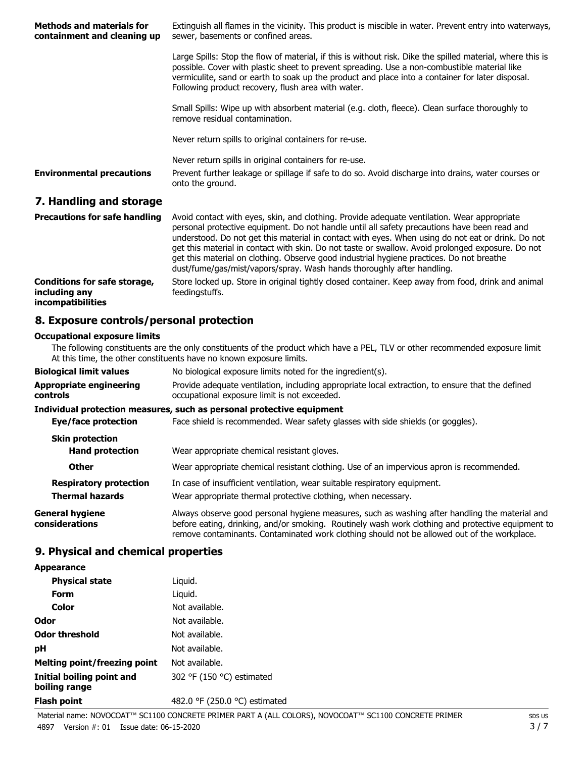**Methods and materials for containment and cleaning up**

Extinguish all flames in the vicinity. This product is miscible in water. Prevent entry into waterways, sewer, basements or confined areas.

Large Spills: Stop the flow of material, if this is without risk. Dike the spilled material, where this is possible. Cover with plastic sheet to prevent spreading. Use a non-combustible material like vermiculite, sand or earth to soak up the product and place into a container for later disposal. Following product recovery, flush area with water.

Small Spills: Wipe up with absorbent material (e.g. cloth, fleece). Clean surface thoroughly to remove residual contamination.

Never return spills to original containers for re-use.

Never return spills in original containers for re-use.

**Environmental precautions**

Prevent further leakage or spillage if safe to do so. Avoid discharge into drains, water courses or onto the ground.

## 7. Handling and storage

**Precautions for safe handling**

Avoid contact with eyes, skin, and clothing. Provide adequate ventilation. Wear appropriate personal protective equipment. Do not handle until all safety precautions have been read and understood. Do not get this material in contact with eyes. When using do not eat or drink. Do not get this material in contact with skin. Do not taste or swallow. Avoid prolonged exposure. Do not get this material on clothing. Observe good industrial hygiene practices. Do not breathe dust/fume/gas/mist/vapors/spray. Wash hands thoroughly after handling.

**Conditions for safe storage, including any incompatibilities**

Store locked up. Store in original tightly closed container. Keep away from food, drink and animal feedingstuffs.

## 8. Exposure controls/personal protection

**Occupational exposure limits**

The following constituents are the only constituents of the product which have a PEL, TLV or other recommended exposure limit At this time, the other constituents have no known exposure limits.

**Biological limit values**

No biological exposure limits noted for the ingredient(s).

**Appropriate engineering controls**

Provide adequate ventilation, including appropriate local extraction, to ensure that the defined occupational exposure limit is not exceeded.

**Individual protection measures, such as personal protective equipment**

**Eye/face protection**

Face shield is recommended. Wear safety glasses with side shields (or goggles).

**Skin protection**

**Hand protection**

Wear appropriate chemical resistant gloves.

**Other**

Wear appropriate chemical resistant clothing. Use of an impervious apron is recommended.

**Respiratory protection**

In case of insufficient ventilation, wear suitable respiratory equipment.

**Thermal hazards**

Wear appropriate thermal protective clothing, when necessary.

**General hygiene considerations**

Always observe good personal hygiene measures, such as washing after handling the material and before eating, drinking, and/or smoking. Routinely wash work clothing and protective equipment to remove contaminants. Contaminated work clothing should not be allowed out of the workplace.

## 9. Physical and chemical properties

**Appearance**

| | |
|---|---|
| **Physical state** | Liquid. |
| **Form** | Liquid. |
| **Color** | Not available. |
| **Odor** | Not available. |
| **Odor threshold** | Not available. |
| **pH** | Not available. |
| **Melting point/freezing point** | Not available. |
| **Initial boiling point and boiling range** | 302 °F (150 °C) estimated |
| **Flash point** | 482.0 °F (250.0 °C) estimated |

Material name: NOVOCOAT™ SC1100 CONCRETE PRIMER PART A (ALL COLORS), NOVOCOAT™ SC1100 CONCRETE PRIMER

4897 Version #: 01 Issue date: 06-15-2020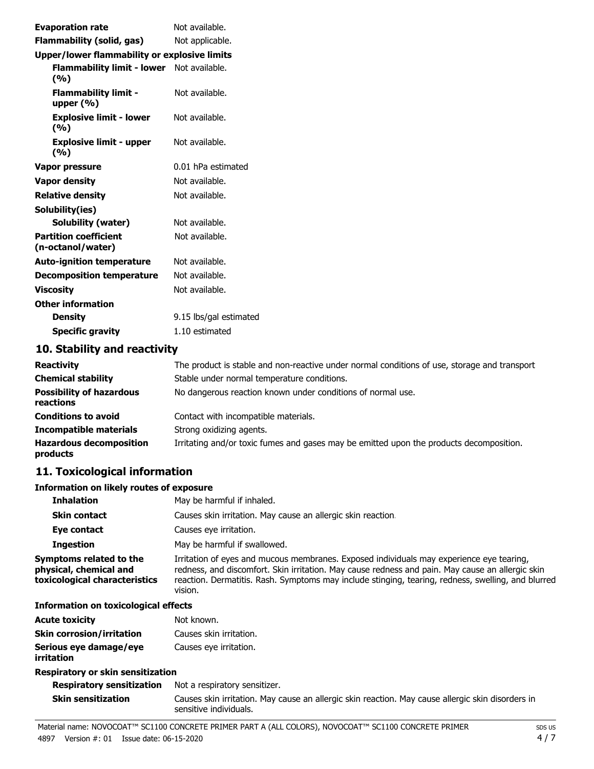| | |
|---|---|
| **Evaporation rate** | Not available. |
| **Flammability (solid, gas)** | Not applicable. |
| **Upper/lower flammability or explosive limits** | |
| **Flammability limit - lower (%)** | Not available. |
| **Flammability limit - upper (%)** | Not available. |
| **Explosive limit - lower (%)** | Not available. |
| **Explosive limit - upper (%)** | Not available. |
| **Vapor pressure** | 0.01 hPa estimated |
| **Vapor density** | Not available. |
| **Relative density** | Not available. |
| **Solubility(ies)** | |
| **Solubility (water)** | Not available. |
| **Partition coefficient (n-octanol/water)** | Not available. |
| **Auto-ignition temperature** | Not available. |
| **Decomposition temperature** | Not available. |
| **Viscosity** | Not available. |
| **Other information** | |
| **Density** | 9.15 lbs/gal estimated |
| **Specific gravity** | 1.10 estimated |

## 10. Stability and reactivity

| | |
|---|---|
| **Reactivity** | The product is stable and non-reactive under normal conditions of use, storage and transport |
| **Chemical stability** | Stable under normal temperature conditions. |
| **Possibility of hazardous reactions** | No dangerous reaction known under conditions of normal use. |
| **Conditions to avoid** | Contact with incompatible materials. |
| **Incompatible materials** | Strong oxidizing agents. |
| **Hazardous decomposition products** | Irritating and/or toxic fumes and gases may be emitted upon the products decomposition. |

## 11. Toxicological information

**Information on likely routes of exposure**

| | |
|---|---|
| **Inhalation** | May be harmful if inhaled. |
| **Skin contact** | Causes skin irritation. May cause an allergic skin reaction. |
| **Eye contact** | Causes eye irritation. |
| **Ingestion** | May be harmful if swallowed. |
| **Symptoms related to the physical, chemical and toxicological characteristics** | Irritation of eyes and mucous membranes. Exposed individuals may experience eye tearing, redness, and discomfort. Skin irritation. May cause redness and pain. May cause an allergic skin reaction. Dermatitis. Rash. Symptoms may include stinging, tearing, redness, swelling, and blurred vision. |

**Information on toxicological effects**

| | |
|---|---|
| **Acute toxicity** | Not known. |
| **Skin corrosion/irritation** | Causes skin irritation. |
| **Serious eye damage/eye irritation** | Causes eye irritation. |
| **Respiratory or skin sensitization** | |
| **Respiratory sensitization** | Not a respiratory sensitizer. |
| **Skin sensitization** | Causes skin irritation. May cause an allergic skin reaction. May cause allergic skin disorders in sensitive individuals. |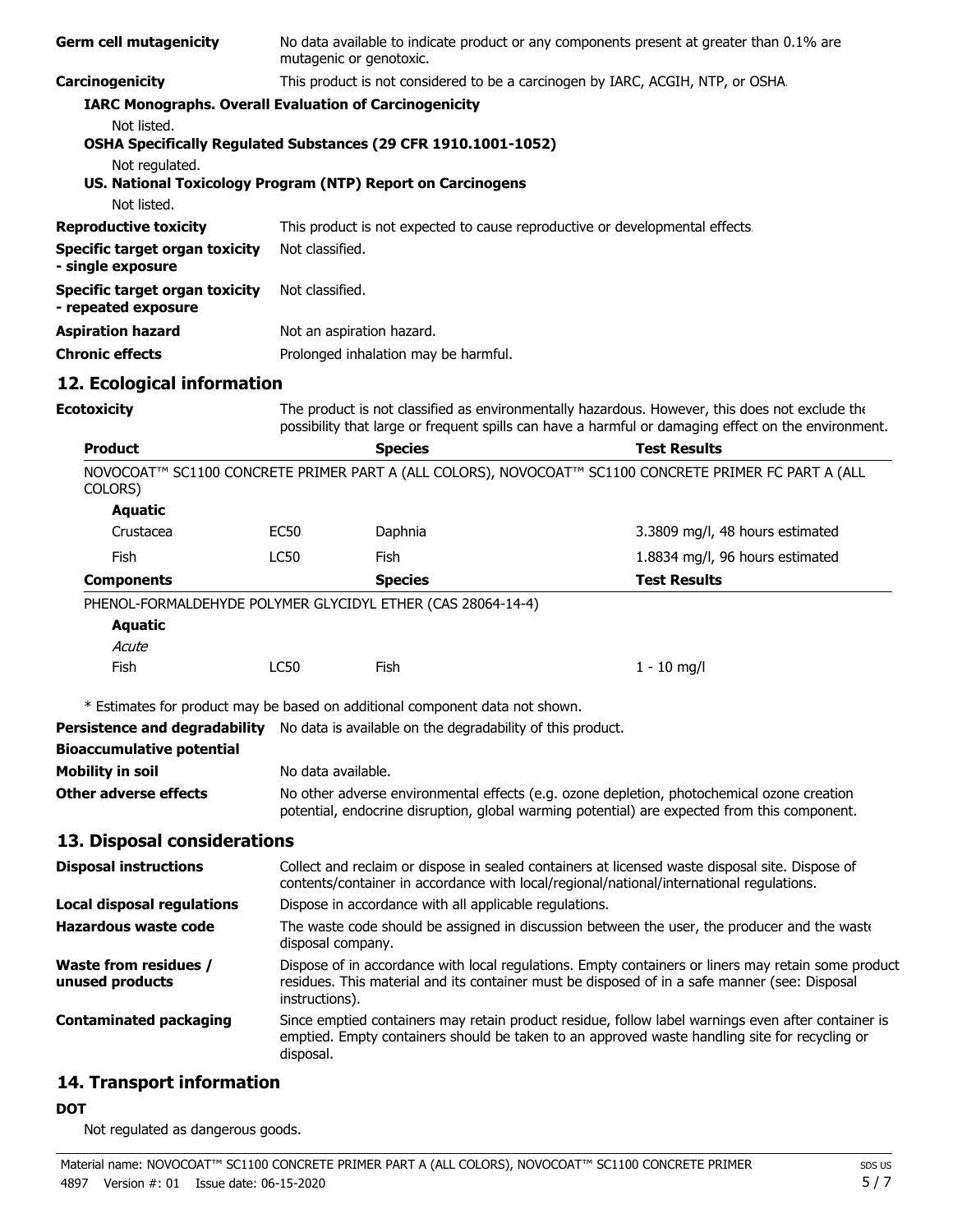| | |
|---|---|
| **Germ cell mutagenicity** | No data available to indicate product or any components present at greater than 0.1% are mutagenic or genotoxic. |
| **Carcinogenicity** | This product is not considered to be a carcinogen by IARC, ACGIH, NTP, or OSHA. |

**IARC Monographs. Overall Evaluation of Carcinogenicity**

Not listed.

**OSHA Specifically Regulated Substances (29 CFR 1910.1001-1052)**

Not regulated.

**US. National Toxicology Program (NTP) Report on Carcinogens**

Not listed.

| | |
|---|---|
| **Reproductive toxicity** | This product is not expected to cause reproductive or developmental effects. |
| **Specific target organ toxicity - single exposure** | Not classified. |
| **Specific target organ toxicity - repeated exposure** | Not classified. |
| **Aspiration hazard** | Not an aspiration hazard. |
| **Chronic effects** | Prolonged inhalation may be harmful. |

## 12. Ecological information

**Ecotoxicity** The product is not classified as environmentally hazardous. However, this does not exclude the possibility that large or frequent spills can have a harmful or damaging effect on the environment.

| Product | | Species | Test Results |
|---|---|---|---|
| NOVOCOAT™ SC1100 CONCRETE PRIMER PART A (ALL COLORS), NOVOCOAT™ SC1100 CONCRETE PRIMER FC PART A (ALL COLORS) | | | |
| **Aquatic** | | | |
| Crustacea | EC50 | Daphnia | 3.3809 mg/l, 48 hours estimated |
| Fish | LC50 | Fish | 1.8834 mg/l, 96 hours estimated |
| **Components** | | **Species** | **Test Results** |
| PHENOL-FORMALDEHYDE POLYMER GLYCIDYL ETHER (CAS 28064-14-4) | | | |
| **Aquatic** | | | |
| *Acute* | | | |
| Fish | LC50 | Fish | 1 - 10 mg/l |

\* Estimates for product may be based on additional component data not shown.

| | |
|---|---|
| **Persistence and degradability** | No data is available on the degradability of this product. |
| **Bioaccumulative potential** | |
| **Mobility in soil** | No data available. |
| **Other adverse effects** | No other adverse environmental effects (e.g. ozone depletion, photochemical ozone creation potential, endocrine disruption, global warming potential) are expected from this component. |

## 13. Disposal considerations

| | |
|---|---|
| **Disposal instructions** | Collect and reclaim or dispose in sealed containers at licensed waste disposal site. Dispose of contents/container in accordance with local/regional/national/international regulations. |
| **Local disposal regulations** | Dispose in accordance with all applicable regulations. |
| **Hazardous waste code** | The waste code should be assigned in discussion between the user, the producer and the waste disposal company. |
| **Waste from residues / unused products** | Dispose of in accordance with local regulations. Empty containers or liners may retain some product residues. This material and its container must be disposed of in a safe manner (see: Disposal instructions). |
| **Contaminated packaging** | Since emptied containers may retain product residue, follow label warnings even after container is emptied. Empty containers should be taken to an approved waste handling site for recycling or disposal. |

## 14. Transport information

**DOT**

Not regulated as dangerous goods.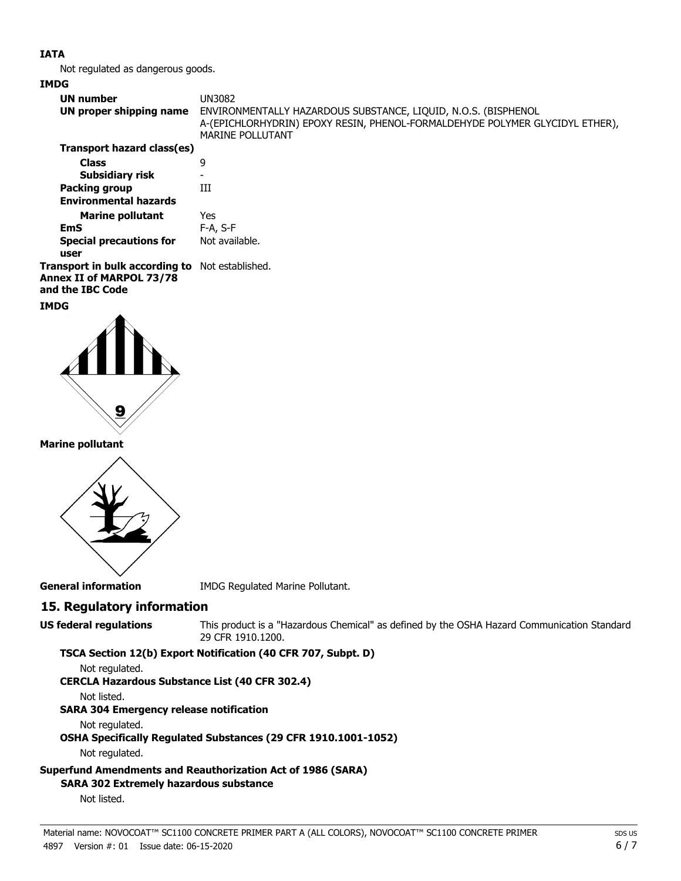**IATA**

Not regulated as dangerous goods.

**IMDG**

| | |
|---|---|
| **UN number** | UN3082 |
| **UN proper shipping name** | ENVIRONMENTALLY HAZARDOUS SUBSTANCE, LIQUID, N.O.S. (BISPHENOL A-(EPICHLORHYDRIN) EPOXY RESIN, PHENOL-FORMALDEHYDE POLYMER GLYCIDYL ETHER), MARINE POLLUTANT |
| **Transport hazard class(es)** | |
| **Class** | 9 |
| **Subsidiary risk** | - |
| **Packing group** | III |
| **Environmental hazards** | |
| **Marine pollutant** | Yes |
| **EmS** | F-A, S-F |
| **Special precautions for user** | Not available. |
| **Transport in bulk according to Annex II of MARPOL 73/78 and the IBC Code** | Not established. |

**IMDG**

**Marine pollutant**

**General information** IMDG Regulated Marine Pollutant.

## 15. Regulatory information

**US federal regulations** This product is a "Hazardous Chemical" as defined by the OSHA Hazard Communication Standard 29 CFR 1910.1200.

**TSCA Section 12(b) Export Notification (40 CFR 707, Subpt. D)**

Not regulated.

**CERCLA Hazardous Substance List (40 CFR 302.4)**

Not listed.

**SARA 304 Emergency release notification**

Not regulated.

**OSHA Specifically Regulated Substances (29 CFR 1910.1001-1052)**

Not regulated.

**Superfund Amendments and Reauthorization Act of 1986 (SARA)**

**SARA 302 Extremely hazardous substance**

Not listed.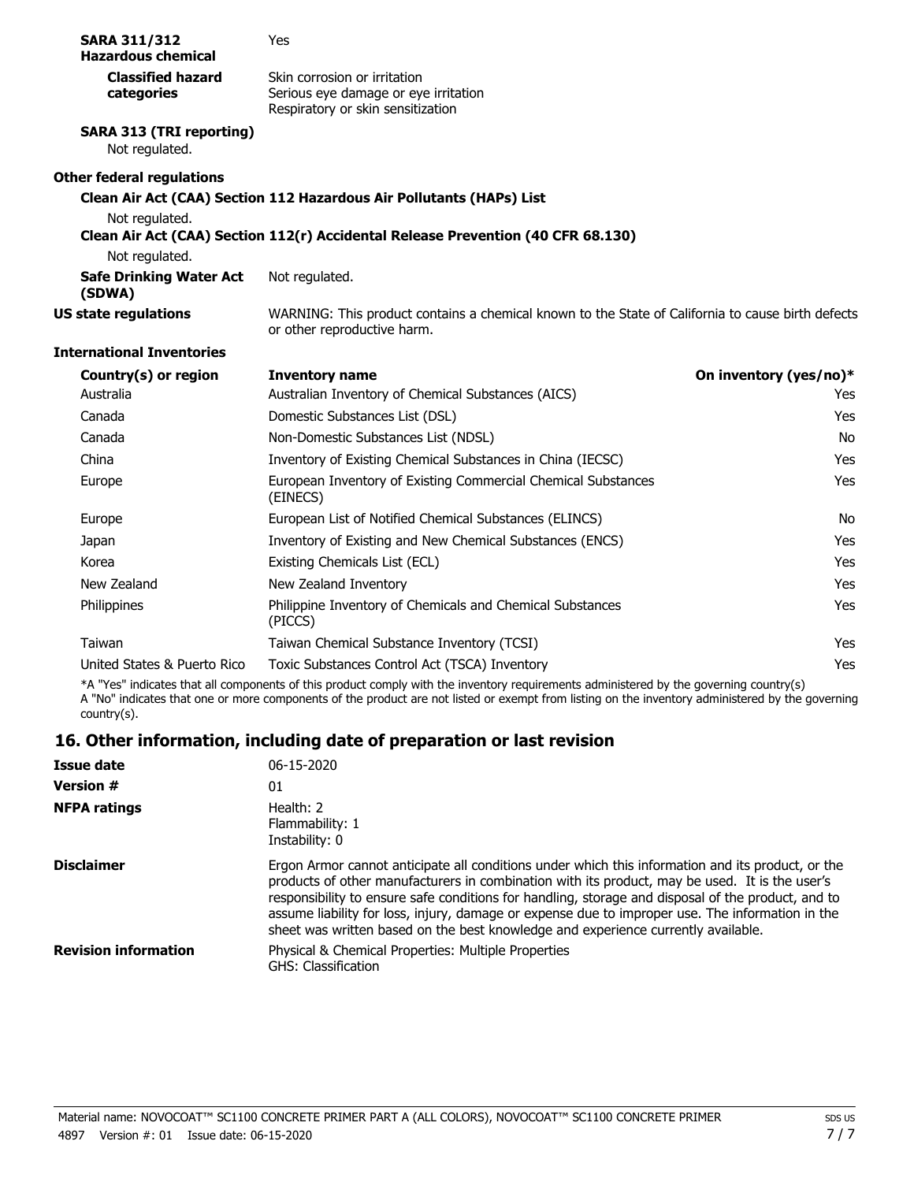**SARA 311/312 Hazardous chemical** Yes

**Classified hazard categories**
Skin corrosion or irritation
Serious eye damage or eye irritation
Respiratory or skin sensitization

**SARA 313 (TRI reporting)**
Not regulated.

**Other federal regulations**

**Clean Air Act (CAA) Section 112 Hazardous Air Pollutants (HAPs) List**
Not regulated.

**Clean Air Act (CAA) Section 112(r) Accidental Release Prevention (40 CFR 68.130)**
Not regulated.

**Safe Drinking Water Act (SDWA)** Not regulated.

**US state regulations** WARNING: This product contains a chemical known to the State of California to cause birth defects or other reproductive harm.

**International Inventories**

| Country(s) or region | Inventory name | On inventory (yes/no)* |
|---|---|---|
| Australia | Australian Inventory of Chemical Substances (AICS) | Yes |
| Canada | Domestic Substances List (DSL) | Yes |
| Canada | Non-Domestic Substances List (NDSL) | No |
| China | Inventory of Existing Chemical Substances in China (IECSC) | Yes |
| Europe | European Inventory of Existing Commercial Chemical Substances (EINECS) | Yes |
| Europe | European List of Notified Chemical Substances (ELINCS) | No |
| Japan | Inventory of Existing and New Chemical Substances (ENCS) | Yes |
| Korea | Existing Chemicals List (ECL) | Yes |
| New Zealand | New Zealand Inventory | Yes |
| Philippines | Philippine Inventory of Chemicals and Chemical Substances (PICCS) | Yes |
| Taiwan | Taiwan Chemical Substance Inventory (TCSI) | Yes |
| United States & Puerto Rico | Toxic Substances Control Act (TSCA) Inventory | Yes |

*A "Yes" indicates that all components of this product comply with the inventory requirements administered by the governing country(s)
A "No" indicates that one or more components of the product are not listed or exempt from listing on the inventory administered by the governing country(s).

## 16. Other information, including date of preparation or last revision

**Issue date** 06-15-2020

**Version #** 01

**NFPA ratings**
Health: 2
Flammability: 1
Instability: 0

**Disclaimer** Ergon Armor cannot anticipate all conditions under which this information and its product, or the products of other manufacturers in combination with its product, may be used. It is the user's responsibility to ensure safe conditions for handling, storage and disposal of the product, and to assume liability for loss, injury, damage or expense due to improper use. The information in the sheet was written based on the best knowledge and experience currently available.

**Revision information**
Physical & Chemical Properties: Multiple Properties
GHS: Classification